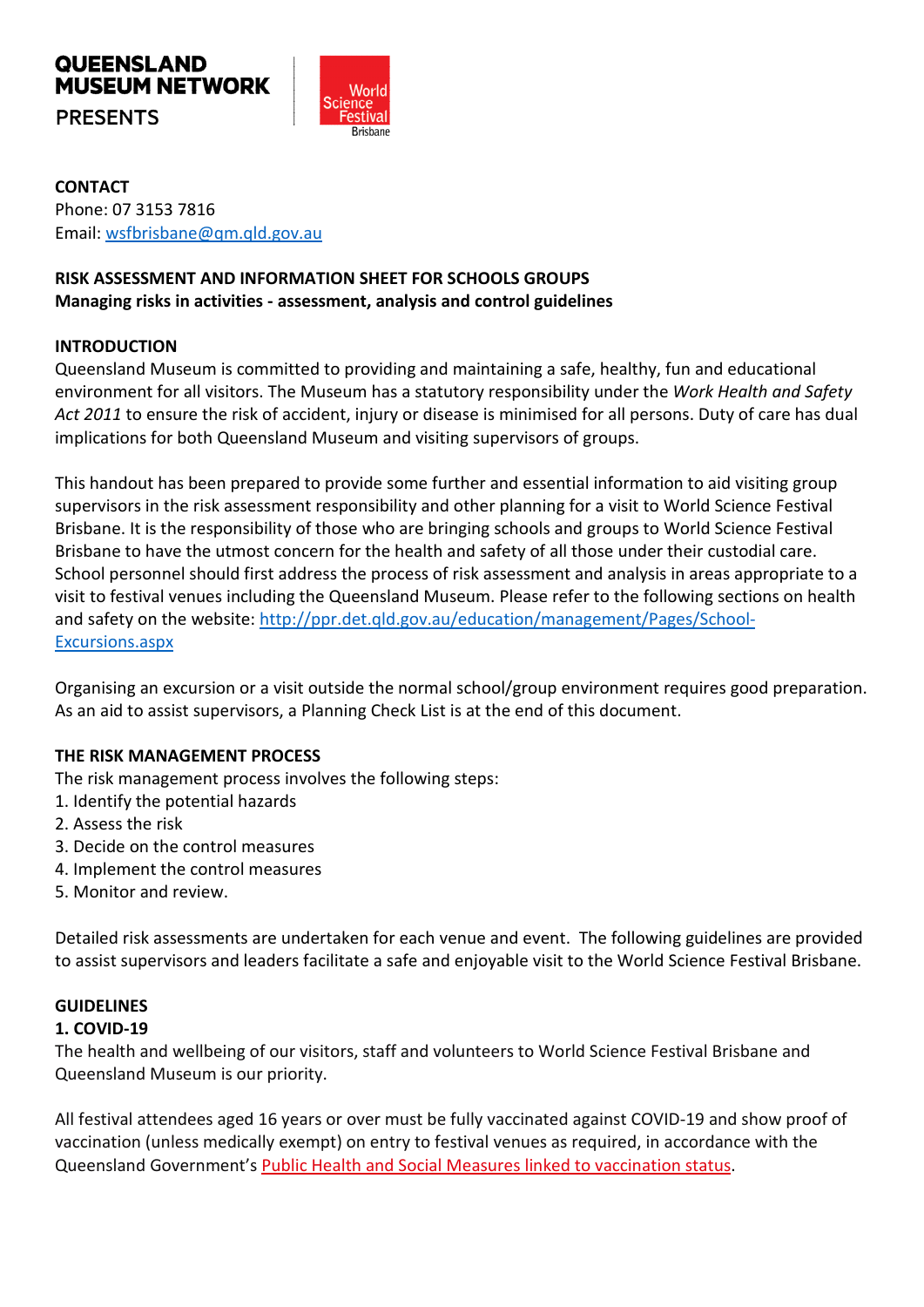**QUEENSLAND MUSEUM NETWORK**

**PRESENTS**

World Science Festival Brisbane

**CONTACT**
Phone: 07 3153 7816
Email: wsfbrisbane@qm.qld.gov.au

**RISK ASSESSMENT AND INFORMATION SHEET FOR SCHOOLS GROUPS**
**Managing risks in activities - assessment, analysis and control guidelines**

**INTRODUCTION**
Queensland Museum is committed to providing and maintaining a safe, healthy, fun and educational environment for all visitors. The Museum has a statutory responsibility under the *Work Health and Safety Act 2011* to ensure the risk of accident, injury or disease is minimised for all persons. Duty of care has dual implications for both Queensland Museum and visiting supervisors of groups.

This handout has been prepared to provide some further and essential information to aid visiting group supervisors in the risk assessment responsibility and other planning for a visit to World Science Festival Brisbane. It is the responsibility of those who are bringing schools and groups to World Science Festival Brisbane to have the utmost concern for the health and safety of all those under their custodial care. School personnel should first address the process of risk assessment and analysis in areas appropriate to a visit to festival venues including the Queensland Museum. Please refer to the following sections on health and safety on the website: http://ppr.det.qld.gov.au/education/management/Pages/School-Excursions.aspx

Organising an excursion or a visit outside the normal school/group environment requires good preparation. As an aid to assist supervisors, a Planning Check List is at the end of this document.

**THE RISK MANAGEMENT PROCESS**
The risk management process involves the following steps:

1. Identify the potential hazards
2. Assess the risk
3. Decide on the control measures
4. Implement the control measures
5. Monitor and review.

Detailed risk assessments are undertaken for each venue and event. The following guidelines are provided to assist supervisors and leaders facilitate a safe and enjoyable visit to the World Science Festival Brisbane.

**GUIDELINES**
**1. COVID-19**
The health and wellbeing of our visitors, staff and volunteers to World Science Festival Brisbane and Queensland Museum is our priority.

All festival attendees aged 16 years or over must be fully vaccinated against COVID-19 and show proof of vaccination (unless medically exempt) on entry to festival venues as required, in accordance with the Queensland Government's Public Health and Social Measures linked to vaccination status.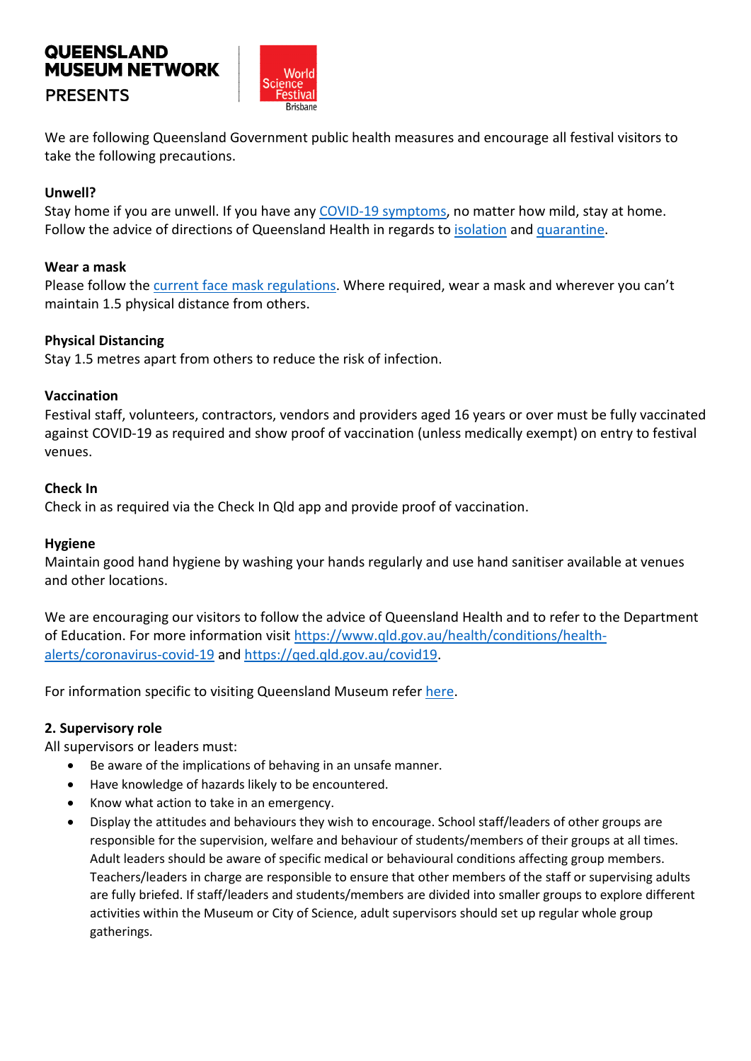**QUEENSLAND MUSEUM NETWORK**
**PRESENTS**

World Science Festival Brisbane

We are following Queensland Government public health measures and encourage all festival visitors to take the following precautions.

**Unwell?**
Stay home if you are unwell. If you have any COVID-19 symptoms, no matter how mild, stay at home. Follow the advice of directions of Queensland Health in regards to isolation and quarantine.

**Wear a mask**
Please follow the current face mask regulations. Where required, wear a mask and wherever you can't maintain 1.5 physical distance from others.

**Physical Distancing**
Stay 1.5 metres apart from others to reduce the risk of infection.

**Vaccination**
Festival staff, volunteers, contractors, vendors and providers aged 16 years or over must be fully vaccinated against COVID-19 as required and show proof of vaccination (unless medically exempt) on entry to festival venues.

**Check In**
Check in as required via the Check In Qld app and provide proof of vaccination.

**Hygiene**
Maintain good hand hygiene by washing your hands regularly and use hand sanitiser available at venues and other locations.

We are encouraging our visitors to follow the advice of Queensland Health and to refer to the Department of Education. For more information visit https://www.qld.gov.au/health/conditions/health-alerts/coronavirus-covid-19 and https://qed.qld.gov.au/covid19.

For information specific to visiting Queensland Museum refer here.

**2. Supervisory role**
All supervisors or leaders must:

- Be aware of the implications of behaving in an unsafe manner.
- Have knowledge of hazards likely to be encountered.
- Know what action to take in an emergency.
- Display the attitudes and behaviours they wish to encourage. School staff/leaders of other groups are responsible for the supervision, welfare and behaviour of students/members of their groups at all times. Adult leaders should be aware of specific medical or behavioural conditions affecting group members. Teachers/leaders in charge are responsible to ensure that other members of the staff or supervising adults are fully briefed. If staff/leaders and students/members are divided into smaller groups to explore different activities within the Museum or City of Science, adult supervisors should set up regular whole group gatherings.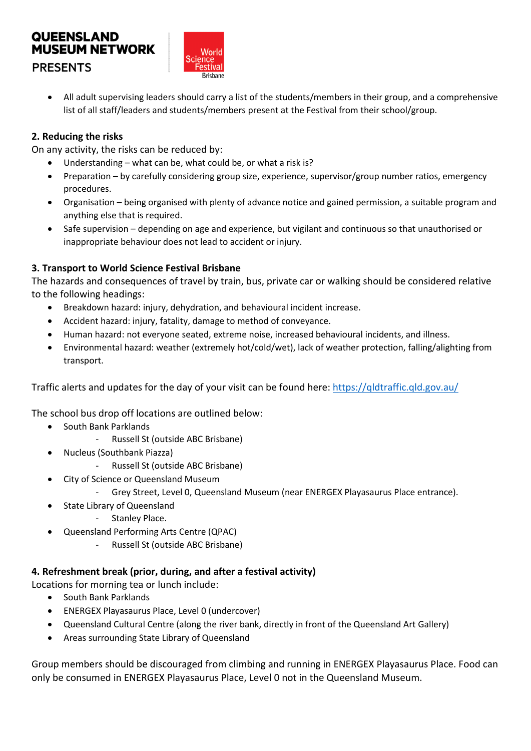- All adult supervising leaders should carry a list of the students/members in their group, and a comprehensive list of all staff/leaders and students/members present at the Festival from their school/group.

### 2. Reducing the risks

On any activity, the risks can be reduced by:

- Understanding – what can be, what could be, or what a risk is?
- Preparation – by carefully considering group size, experience, supervisor/group number ratios, emergency procedures.
- Organisation – being organised with plenty of advance notice and gained permission, a suitable program and anything else that is required.
- Safe supervision – depending on age and experience, but vigilant and continuous so that unauthorised or inappropriate behaviour does not lead to accident or injury.

### 3. Transport to World Science Festival Brisbane

The hazards and consequences of travel by train, bus, private car or walking should be considered relative to the following headings:

- Breakdown hazard: injury, dehydration, and behavioural incident increase.
- Accident hazard: injury, fatality, damage to method of conveyance.
- Human hazard: not everyone seated, extreme noise, increased behavioural incidents, and illness.
- Environmental hazard: weather (extremely hot/cold/wet), lack of weather protection, falling/alighting from transport.

Traffic alerts and updates for the day of your visit can be found here: https://qldtraffic.qld.gov.au/

The school bus drop off locations are outlined below:

- South Bank Parklands
  - Russell St (outside ABC Brisbane)
- Nucleus (Southbank Piazza)
  - Russell St (outside ABC Brisbane)
- City of Science or Queensland Museum
  - Grey Street, Level 0, Queensland Museum (near ENERGEX Playasaurus Place entrance).
- State Library of Queensland
  - Stanley Place.
- Queensland Performing Arts Centre (QPAC)
  - Russell St (outside ABC Brisbane)

### 4. Refreshment break (prior, during, and after a festival activity)

Locations for morning tea or lunch include:

- South Bank Parklands
- ENERGEX Playasaurus Place, Level 0 (undercover)
- Queensland Cultural Centre (along the river bank, directly in front of the Queensland Art Gallery)
- Areas surrounding State Library of Queensland

Group members should be discouraged from climbing and running in ENERGEX Playasaurus Place. Food can only be consumed in ENERGEX Playasaurus Place, Level 0 not in the Queensland Museum.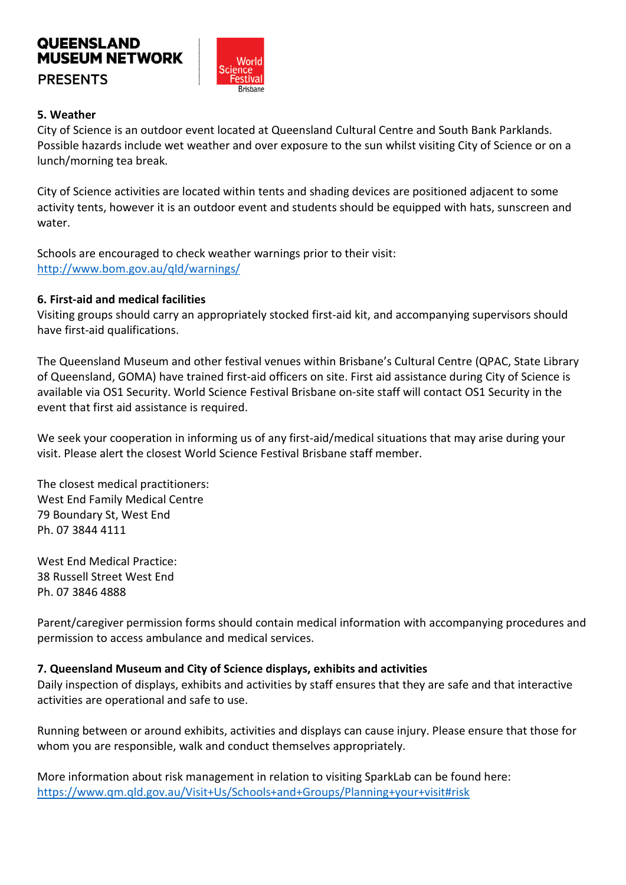## 5. Weather

City of Science is an outdoor event located at Queensland Cultural Centre and South Bank Parklands. Possible hazards include wet weather and over exposure to the sun whilst visiting City of Science or on a lunch/morning tea break.

City of Science activities are located within tents and shading devices are positioned adjacent to some activity tents, however it is an outdoor event and students should be equipped with hats, sunscreen and water.

Schools are encouraged to check weather warnings prior to their visit:
http://www.bom.gov.au/qld/warnings/

## 6. First-aid and medical facilities

Visiting groups should carry an appropriately stocked first-aid kit, and accompanying supervisors should have first-aid qualifications.

The Queensland Museum and other festival venues within Brisbane's Cultural Centre (QPAC, State Library of Queensland, GOMA) have trained first-aid officers on site. First aid assistance during City of Science is available via OS1 Security. World Science Festival Brisbane on-site staff will contact OS1 Security in the event that first aid assistance is required.

We seek your cooperation in informing us of any first-aid/medical situations that may arise during your visit. Please alert the closest World Science Festival Brisbane staff member.

The closest medical practitioners:
West End Family Medical Centre
79 Boundary St, West End
Ph. 07 3844 4111

West End Medical Practice:
38 Russell Street West End
Ph. 07 3846 4888

Parent/caregiver permission forms should contain medical information with accompanying procedures and permission to access ambulance and medical services.

## 7. Queensland Museum and City of Science displays, exhibits and activities

Daily inspection of displays, exhibits and activities by staff ensures that they are safe and that interactive activities are operational and safe to use.

Running between or around exhibits, activities and displays can cause injury. Please ensure that those for whom you are responsible, walk and conduct themselves appropriately.

More information about risk management in relation to visiting SparkLab can be found here:
https://www.qm.qld.gov.au/Visit+Us/Schools+and+Groups/Planning+your+visit#risk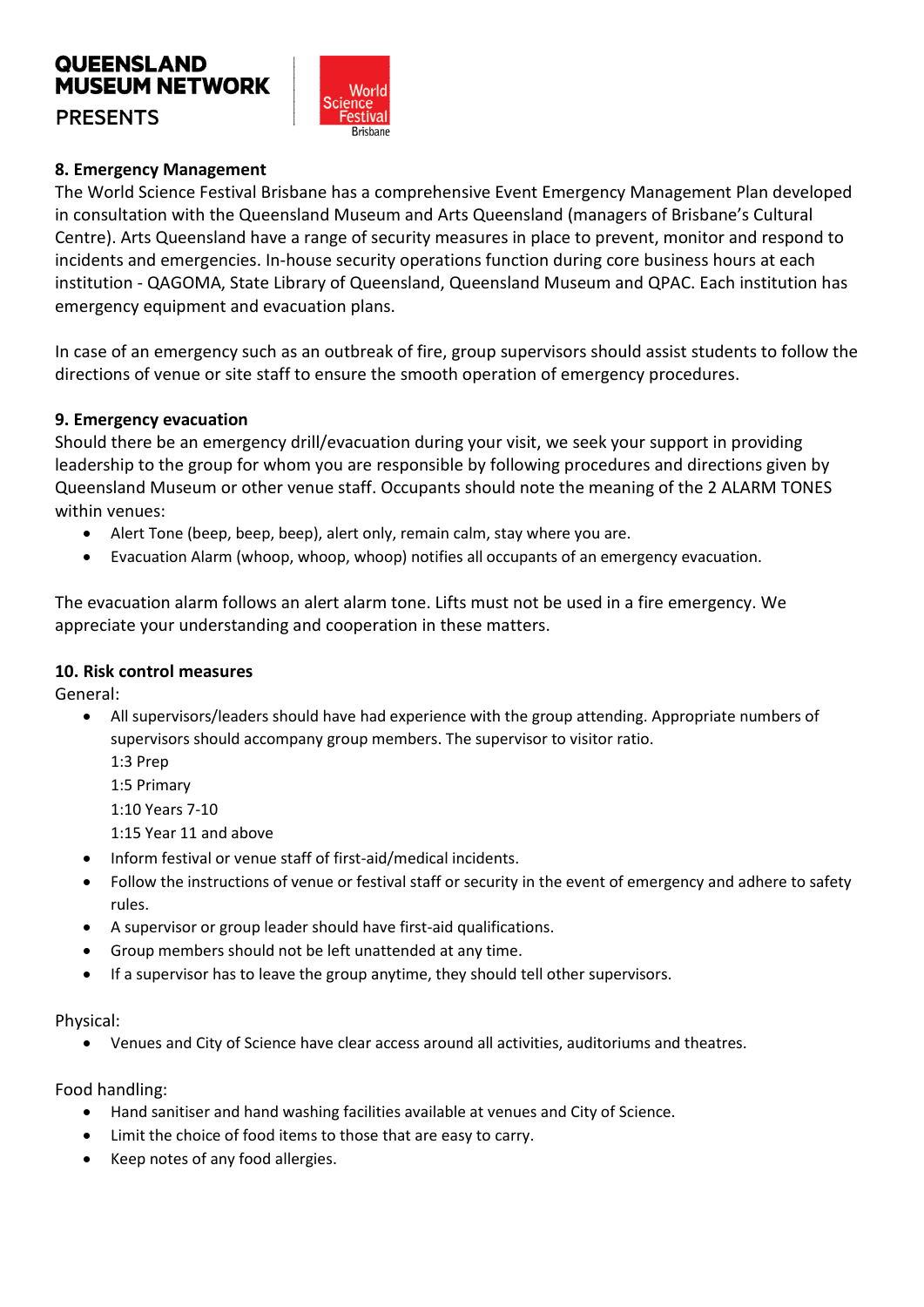## 8. Emergency Management

The World Science Festival Brisbane has a comprehensive Event Emergency Management Plan developed in consultation with the Queensland Museum and Arts Queensland (managers of Brisbane's Cultural Centre). Arts Queensland have a range of security measures in place to prevent, monitor and respond to incidents and emergencies. In-house security operations function during core business hours at each institution - QAGOMA, State Library of Queensland, Queensland Museum and QPAC. Each institution has emergency equipment and evacuation plans.

In case of an emergency such as an outbreak of fire, group supervisors should assist students to follow the directions of venue or site staff to ensure the smooth operation of emergency procedures.

## 9. Emergency evacuation

Should there be an emergency drill/evacuation during your visit, we seek your support in providing leadership to the group for whom you are responsible by following procedures and directions given by Queensland Museum or other venue staff. Occupants should note the meaning of the 2 ALARM TONES within venues:

- Alert Tone (beep, beep, beep), alert only, remain calm, stay where you are.
- Evacuation Alarm (whoop, whoop, whoop) notifies all occupants of an emergency evacuation.

The evacuation alarm follows an alert alarm tone. Lifts must not be used in a fire emergency. We appreciate your understanding and cooperation in these matters.

## 10. Risk control measures

General:

- All supervisors/leaders should have had experience with the group attending. Appropriate numbers of supervisors should accompany group members. The supervisor to visitor ratio.
  1:3 Prep
  1:5 Primary
  1:10 Years 7-10
  1:15 Year 11 and above
- Inform festival or venue staff of first-aid/medical incidents.
- Follow the instructions of venue or festival staff or security in the event of emergency and adhere to safety rules.
- A supervisor or group leader should have first-aid qualifications.
- Group members should not be left unattended at any time.
- If a supervisor has to leave the group anytime, they should tell other supervisors.

Physical:

- Venues and City of Science have clear access around all activities, auditoriums and theatres.

Food handling:

- Hand sanitiser and hand washing facilities available at venues and City of Science.
- Limit the choice of food items to those that are easy to carry.
- Keep notes of any food allergies.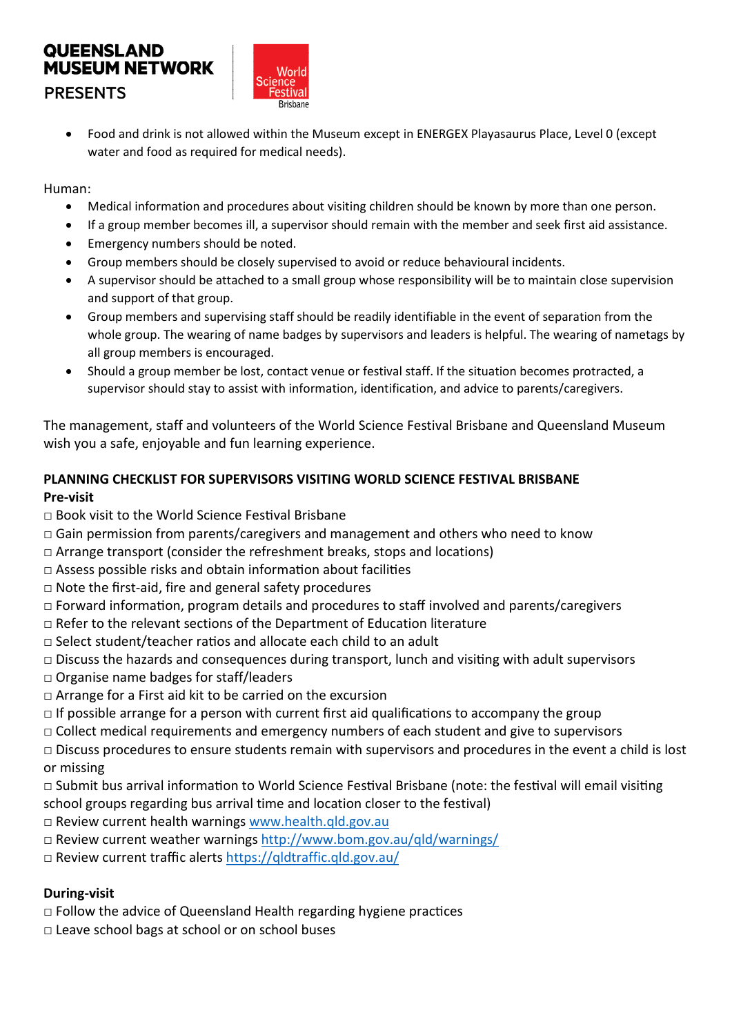- Food and drink is not allowed within the Museum except in ENERGEX Playasaurus Place, Level 0 (except water and food as required for medical needs).

Human:

- Medical information and procedures about visiting children should be known by more than one person.
- If a group member becomes ill, a supervisor should remain with the member and seek first aid assistance.
- Emergency numbers should be noted.
- Group members should be closely supervised to avoid or reduce behavioural incidents.
- A supervisor should be attached to a small group whose responsibility will be to maintain close supervision and support of that group.
- Group members and supervising staff should be readily identifiable in the event of separation from the whole group. The wearing of name badges by supervisors and leaders is helpful. The wearing of nametags by all group members is encouraged.
- Should a group member be lost, contact venue or festival staff. If the situation becomes protracted, a supervisor should stay to assist with information, identification, and advice to parents/caregivers.

The management, staff and volunteers of the World Science Festival Brisbane and Queensland Museum wish you a safe, enjoyable and fun learning experience.

## PLANNING CHECKLIST FOR SUPERVISORS VISITING WORLD SCIENCE FESTIVAL BRISBANE

### Pre-visit

□ Book visit to the World Science Festival Brisbane
□ Gain permission from parents/caregivers and management and others who need to know
□ Arrange transport (consider the refreshment breaks, stops and locations)
□ Assess possible risks and obtain information about facilities
□ Note the first-aid, fire and general safety procedures
□ Forward information, program details and procedures to staff involved and parents/caregivers
□ Refer to the relevant sections of the Department of Education literature
□ Select student/teacher ratios and allocate each child to an adult
□ Discuss the hazards and consequences during transport, lunch and visiting with adult supervisors
□ Organise name badges for staff/leaders
□ Arrange for a First aid kit to be carried on the excursion
□ If possible arrange for a person with current first aid qualifications to accompany the group
□ Collect medical requirements and emergency numbers of each student and give to supervisors
□ Discuss procedures to ensure students remain with supervisors and procedures in the event a child is lost or missing
□ Submit bus arrival information to World Science Festival Brisbane (note: the festival will email visiting school groups regarding bus arrival time and location closer to the festival)
□ Review current health warnings www.health.qld.gov.au
□ Review current weather warnings http://www.bom.gov.au/qld/warnings/
□ Review current traffic alerts https://qldtraffic.qld.gov.au/

### During-visit

□ Follow the advice of Queensland Health regarding hygiene practices
□ Leave school bags at school or on school buses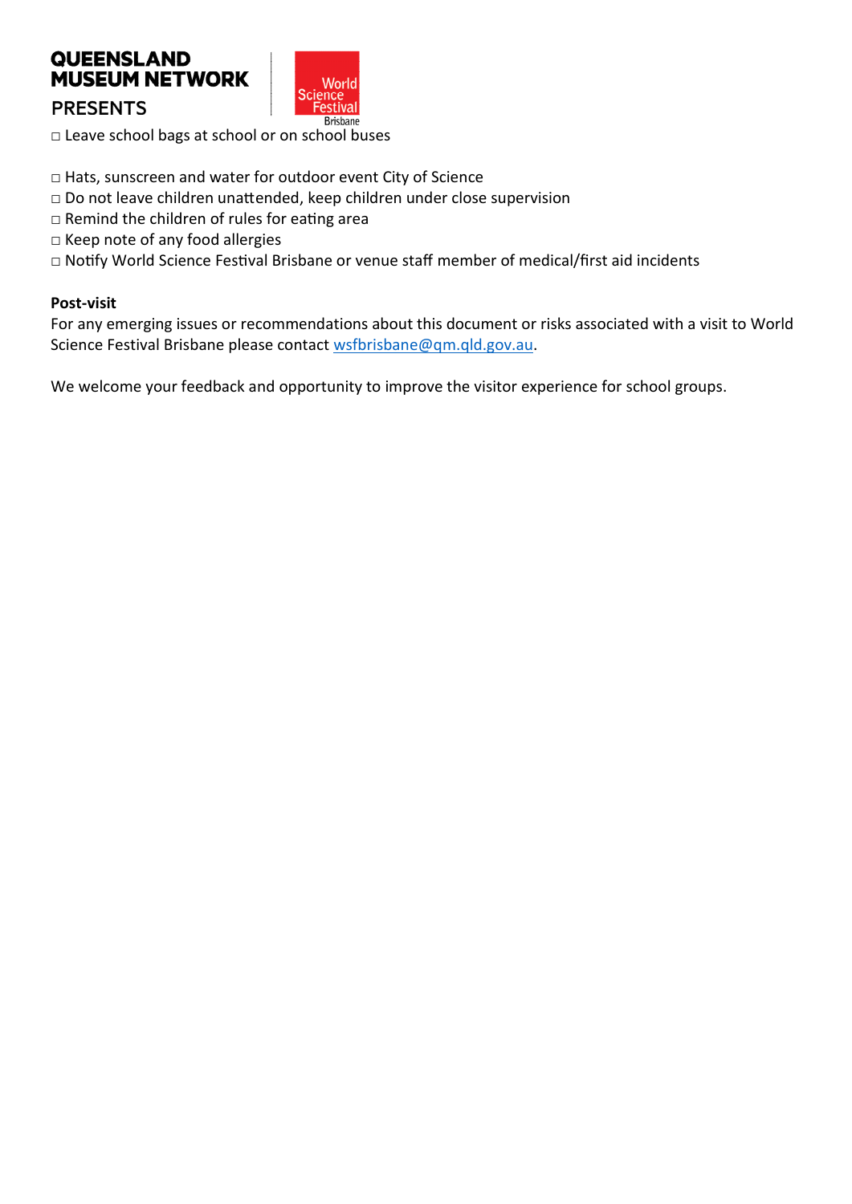□ Leave school bags at school or on school buses

□ Hats, sunscreen and water for outdoor event City of Science
□ Do not leave children unattended, keep children under close supervision
□ Remind the children of rules for eating area
□ Keep note of any food allergies
□ Notify World Science Festival Brisbane or venue staff member of medical/first aid incidents

**Post-visit**

For any emerging issues or recommendations about this document or risks associated with a visit to World Science Festival Brisbane please contact wsfbrisbane@qm.qld.gov.au.

We welcome your feedback and opportunity to improve the visitor experience for school groups.